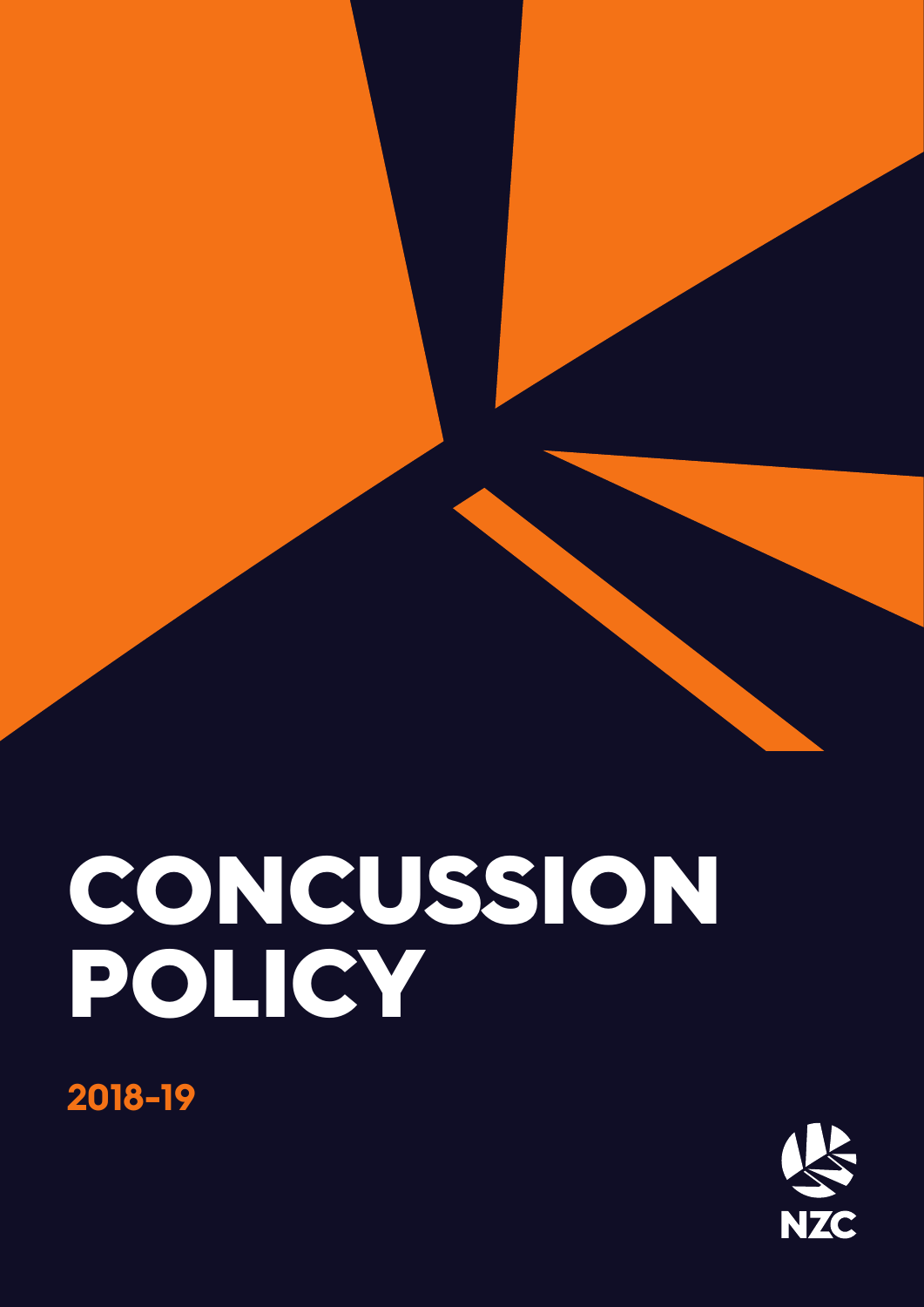# CONCUSSION POLICY

**2018-19**

NZC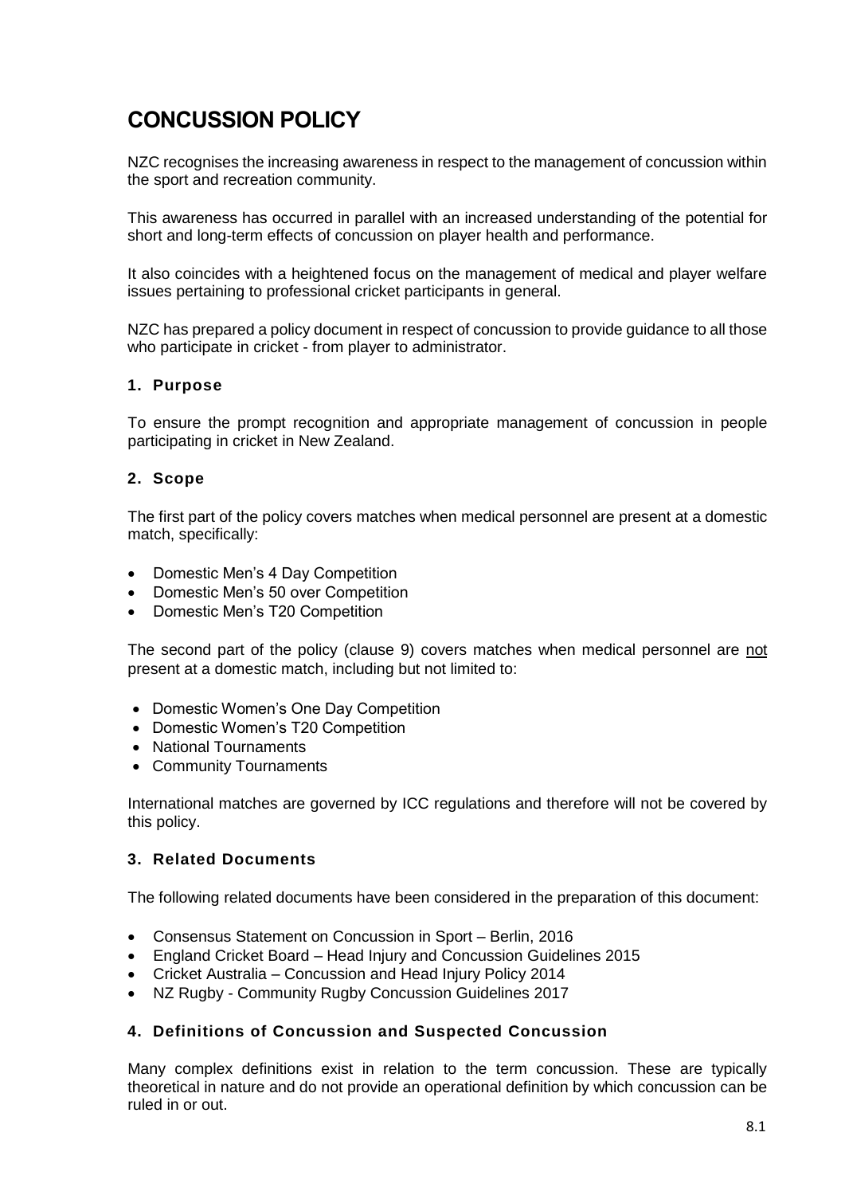# CONCUSSION POLICY

NZC recognises the increasing awareness in respect to the management of concussion within the sport and recreation community.

This awareness has occurred in parallel with an increased understanding of the potential for short and long-term effects of concussion on player health and performance.

It also coincides with a heightened focus on the management of medical and player welfare issues pertaining to professional cricket participants in general.

NZC has prepared a policy document in respect of concussion to provide guidance to all those who participate in cricket - from player to administrator.

### 1. Purpose

To ensure the prompt recognition and appropriate management of concussion in people participating in cricket in New Zealand.

### 2. Scope

The first part of the policy covers matches when medical personnel are present at a domestic match, specifically:

- Domestic Men's 4 Day Competition
- Domestic Men's 50 over Competition
- Domestic Men's T20 Competition

The second part of the policy (clause 9) covers matches when medical personnel are not present at a domestic match, including but not limited to:

- Domestic Women's One Day Competition
- Domestic Women's T20 Competition
- National Tournaments
- Community Tournaments

International matches are governed by ICC regulations and therefore will not be covered by this policy.

### 3. Related Documents

The following related documents have been considered in the preparation of this document:

- Consensus Statement on Concussion in Sport – Berlin, 2016
- England Cricket Board – Head Injury and Concussion Guidelines 2015
- Cricket Australia – Concussion and Head Injury Policy 2014
- NZ Rugby - Community Rugby Concussion Guidelines 2017

### 4. Definitions of Concussion and Suspected Concussion

Many complex definitions exist in relation to the term concussion. These are typically theoretical in nature and do not provide an operational definition by which concussion can be ruled in or out.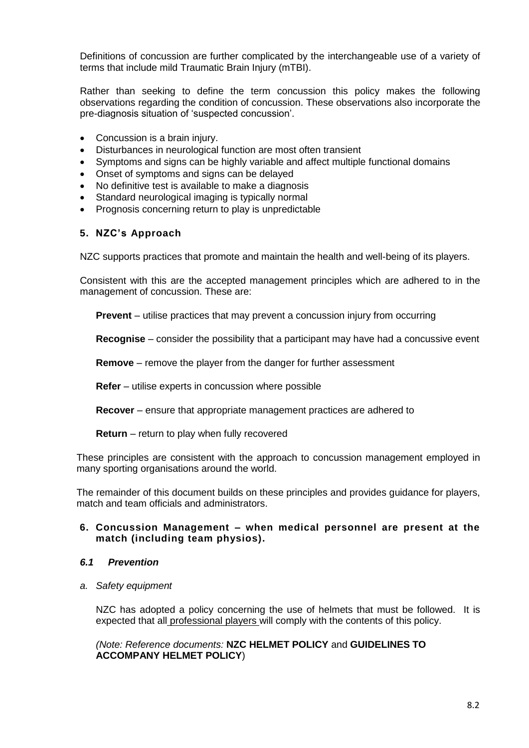Definitions of concussion are further complicated by the interchangeable use of a variety of terms that include mild Traumatic Brain Injury (mTBI).

Rather than seeking to define the term concussion this policy makes the following observations regarding the condition of concussion. These observations also incorporate the pre-diagnosis situation of 'suspected concussion'.

- Concussion is a brain injury.
- Disturbances in neurological function are most often transient
- Symptoms and signs can be highly variable and affect multiple functional domains
- Onset of symptoms and signs can be delayed
- No definitive test is available to make a diagnosis
- Standard neurological imaging is typically normal
- Prognosis concerning return to play is unpredictable

## 5. NZC's Approach

NZC supports practices that promote and maintain the health and well-being of its players.

Consistent with this are the accepted management principles which are adhered to in the management of concussion. These are:

**Prevent** – utilise practices that may prevent a concussion injury from occurring

**Recognise** – consider the possibility that a participant may have had a concussive event

**Remove** – remove the player from the danger for further assessment

**Refer** – utilise experts in concussion where possible

**Recover** – ensure that appropriate management practices are adhered to

**Return** – return to play when fully recovered

These principles are consistent with the approach to concussion management employed in many sporting organisations around the world.

The remainder of this document builds on these principles and provides guidance for players, match and team officials and administrators.

## 6. Concussion Management – when medical personnel are present at the match (including team physios).

### *6.1 Prevention*

*a. Safety equipment*

NZC has adopted a policy concerning the use of helmets that must be followed. It is expected that all professional players will comply with the contents of this policy.

*(Note: Reference documents:* **NZC HELMET POLICY** and **GUIDELINES TO ACCOMPANY HELMET POLICY**)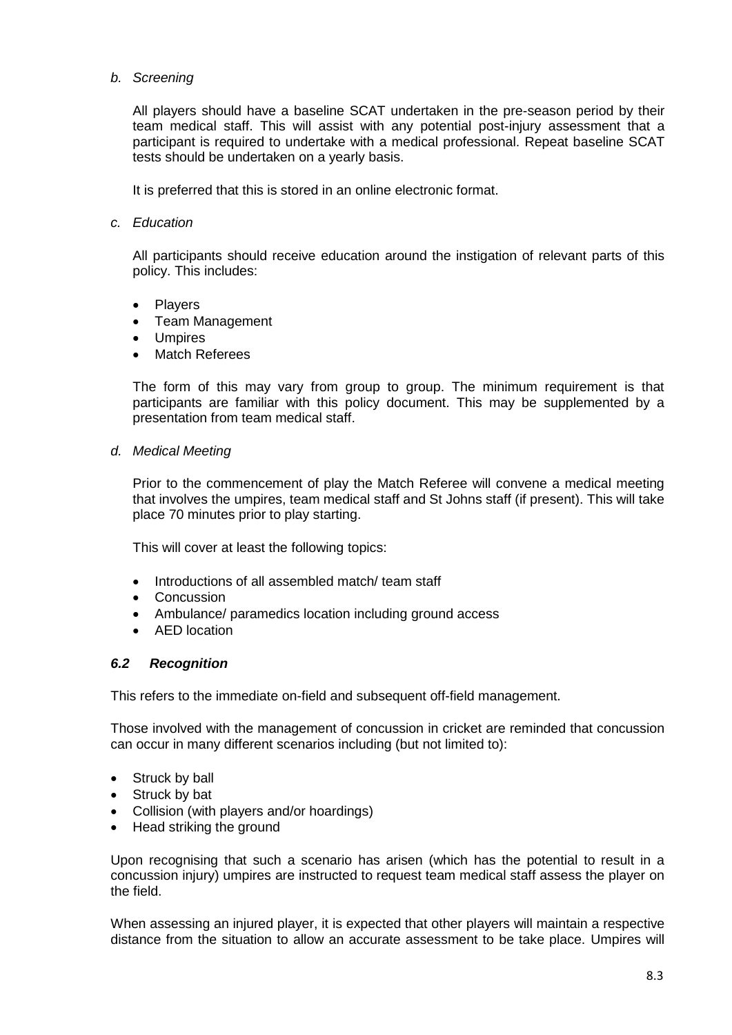*b. Screening*

All players should have a baseline SCAT undertaken in the pre-season period by their team medical staff. This will assist with any potential post-injury assessment that a participant is required to undertake with a medical professional. Repeat baseline SCAT tests should be undertaken on a yearly basis.

It is preferred that this is stored in an online electronic format.

*c. Education*

All participants should receive education around the instigation of relevant parts of this policy. This includes:

- Players
- Team Management
- Umpires
- Match Referees

The form of this may vary from group to group. The minimum requirement is that participants are familiar with this policy document. This may be supplemented by a presentation from team medical staff.

*d. Medical Meeting*

Prior to the commencement of play the Match Referee will convene a medical meeting that involves the umpires, team medical staff and St Johns staff (if present). This will take place 70 minutes prior to play starting.

This will cover at least the following topics:

- Introductions of all assembled match/ team staff
- Concussion
- Ambulance/ paramedics location including ground access
- AED location

### *6.2 Recognition*

This refers to the immediate on-field and subsequent off-field management.

Those involved with the management of concussion in cricket are reminded that concussion can occur in many different scenarios including (but not limited to):

- Struck by ball
- Struck by bat
- Collision (with players and/or hoardings)
- Head striking the ground

Upon recognising that such a scenario has arisen (which has the potential to result in a concussion injury) umpires are instructed to request team medical staff assess the player on the field.

When assessing an injured player, it is expected that other players will maintain a respective distance from the situation to allow an accurate assessment to be take place. Umpires will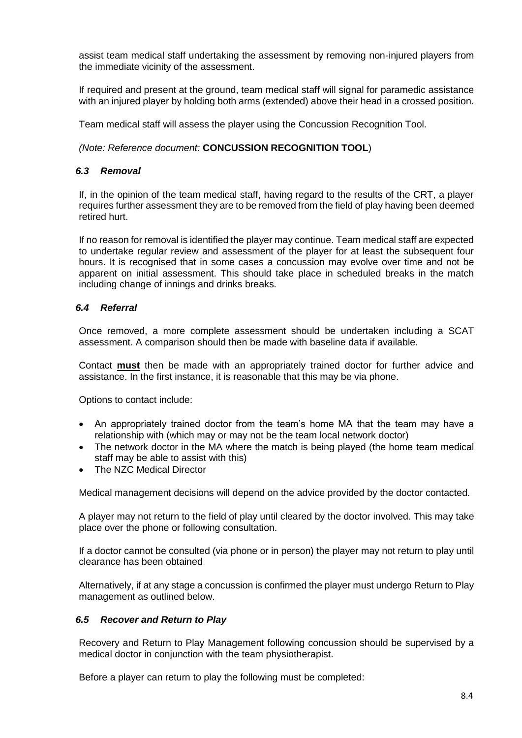assist team medical staff undertaking the assessment by removing non-injured players from the immediate vicinity of the assessment.

If required and present at the ground, team medical staff will signal for paramedic assistance with an injured player by holding both arms (extended) above their head in a crossed position.

Team medical staff will assess the player using the Concussion Recognition Tool.

*(Note: Reference document:* **CONCUSSION RECOGNITION TOOL**)

### *6.3 Removal*

If, in the opinion of the team medical staff, having regard to the results of the CRT, a player requires further assessment they are to be removed from the field of play having been deemed retired hurt.

If no reason for removal is identified the player may continue. Team medical staff are expected to undertake regular review and assessment of the player for at least the subsequent four hours. It is recognised that in some cases a concussion may evolve over time and not be apparent on initial assessment. This should take place in scheduled breaks in the match including change of innings and drinks breaks.

### *6.4 Referral*

Once removed, a more complete assessment should be undertaken including a SCAT assessment. A comparison should then be made with baseline data if available.

Contact **must** then be made with an appropriately trained doctor for further advice and assistance. In the first instance, it is reasonable that this may be via phone.

Options to contact include:

- An appropriately trained doctor from the team's home MA that the team may have a relationship with (which may or may not be the team local network doctor)
- The network doctor in the MA where the match is being played (the home team medical staff may be able to assist with this)
- The NZC Medical Director

Medical management decisions will depend on the advice provided by the doctor contacted.

A player may not return to the field of play until cleared by the doctor involved. This may take place over the phone or following consultation.

If a doctor cannot be consulted (via phone or in person) the player may not return to play until clearance has been obtained

Alternatively, if at any stage a concussion is confirmed the player must undergo Return to Play management as outlined below.

### *6.5 Recover and Return to Play*

Recovery and Return to Play Management following concussion should be supervised by a medical doctor in conjunction with the team physiotherapist.

Before a player can return to play the following must be completed: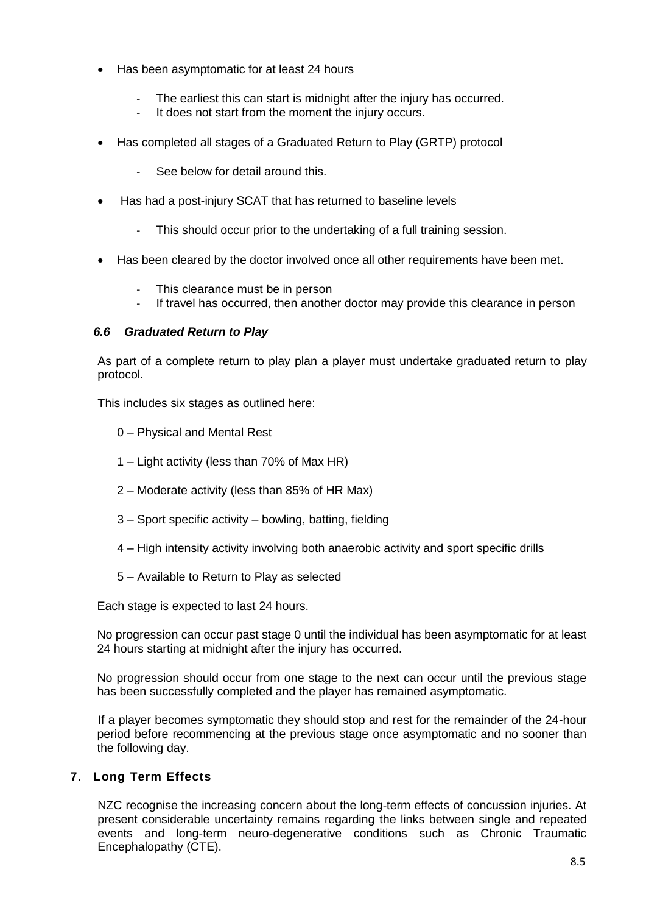- Has been asymptomatic for at least 24 hours
  - The earliest this can start is midnight after the injury has occurred.
  - It does not start from the moment the injury occurs.
- Has completed all stages of a Graduated Return to Play (GRTP) protocol
  - See below for detail around this.
- Has had a post-injury SCAT that has returned to baseline levels
  - This should occur prior to the undertaking of a full training session.
- Has been cleared by the doctor involved once all other requirements have been met.
  - This clearance must be in person
  - If travel has occurred, then another doctor may provide this clearance in person

### *6.6 Graduated Return to Play*

As part of a complete return to play plan a player must undertake graduated return to play protocol.

This includes six stages as outlined here:

0 – Physical and Mental Rest

1 – Light activity (less than 70% of Max HR)

2 – Moderate activity (less than 85% of HR Max)

3 – Sport specific activity – bowling, batting, fielding

4 – High intensity activity involving both anaerobic activity and sport specific drills

5 – Available to Return to Play as selected

Each stage is expected to last 24 hours.

No progression can occur past stage 0 until the individual has been asymptomatic for at least 24 hours starting at midnight after the injury has occurred.

No progression should occur from one stage to the next can occur until the previous stage has been successfully completed and the player has remained asymptomatic.

If a player becomes symptomatic they should stop and rest for the remainder of the 24-hour period before recommencing at the previous stage once asymptomatic and no sooner than the following day.

## 7. Long Term Effects

NZC recognise the increasing concern about the long-term effects of concussion injuries. At present considerable uncertainty remains regarding the links between single and repeated events and long-term neuro-degenerative conditions such as Chronic Traumatic Encephalopathy (CTE).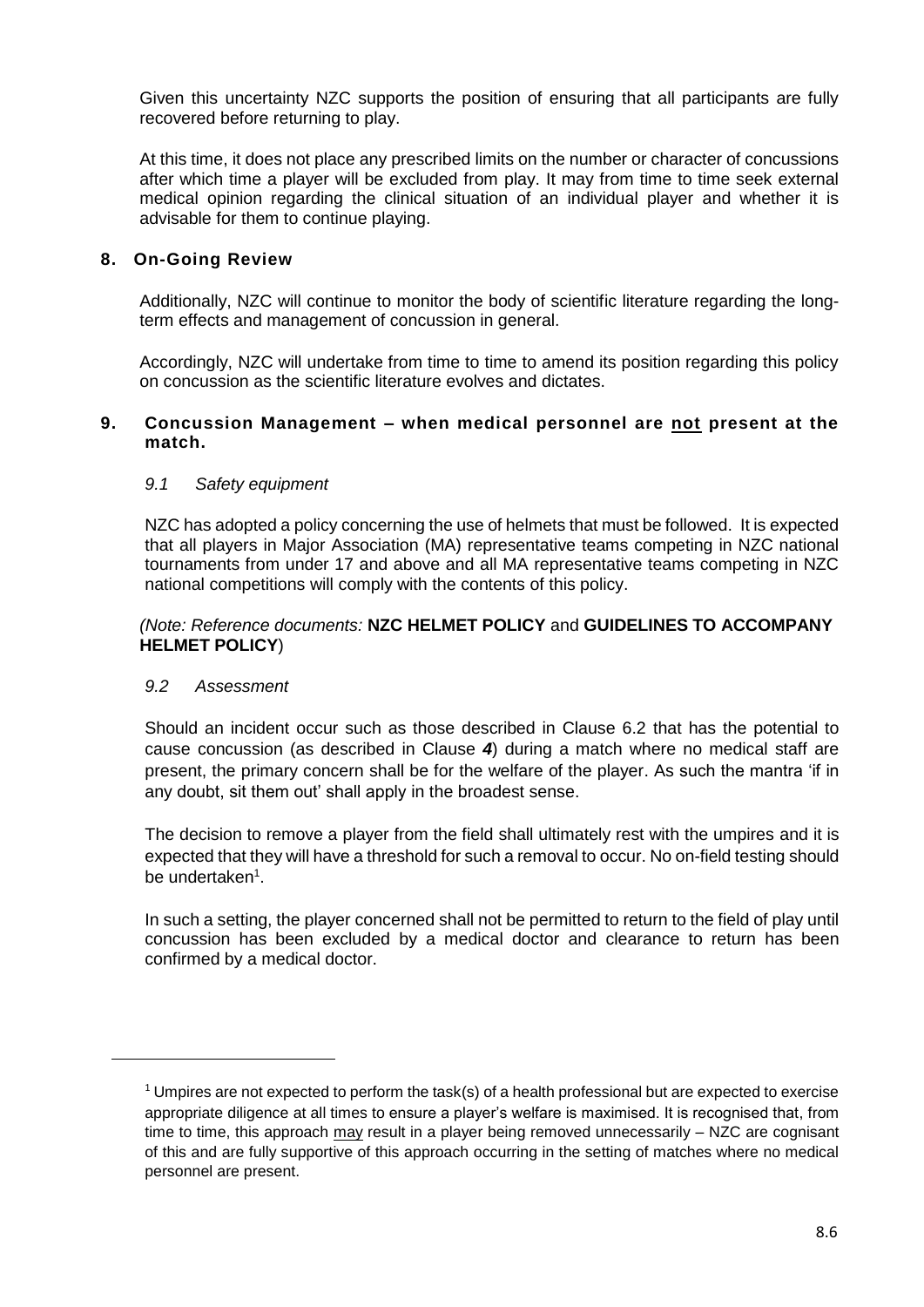Given this uncertainty NZC supports the position of ensuring that all participants are fully recovered before returning to play.

At this time, it does not place any prescribed limits on the number or character of concussions after which time a player will be excluded from play. It may from time to time seek external medical opinion regarding the clinical situation of an individual player and whether it is advisable for them to continue playing.

## 8. On-Going Review

Additionally, NZC will continue to monitor the body of scientific literature regarding the long-term effects and management of concussion in general.

Accordingly, NZC will undertake from time to time to amend its position regarding this policy on concussion as the scientific literature evolves and dictates.

## 9. Concussion Management – when medical personnel are <u>not</u> present at the match.

### *9.1 Safety equipment*

NZC has adopted a policy concerning the use of helmets that must be followed. It is expected that all players in Major Association (MA) representative teams competing in NZC national tournaments from under 17 and above and all MA representative teams competing in NZC national competitions will comply with the contents of this policy.

*(Note: Reference documents:* **NZC HELMET POLICY** and **GUIDELINES TO ACCOMPANY HELMET POLICY**)

### *9.2 Assessment*

Should an incident occur such as those described in Clause 6.2 that has the potential to cause concussion (as described in Clause ***4***) during a match where no medical staff are present, the primary concern shall be for the welfare of the player. As such the mantra 'if in any doubt, sit them out' shall apply in the broadest sense.

The decision to remove a player from the field shall ultimately rest with the umpires and it is expected that they will have a threshold for such a removal to occur. No on-field testing should be undertaken[1].

In such a setting, the player concerned shall not be permitted to return to the field of play until concussion has been excluded by a medical doctor and clearance to return has been confirmed by a medical doctor.

---

[1] Umpires are not expected to perform the task(s) of a health professional but are expected to exercise appropriate diligence at all times to ensure a player's welfare is maximised. It is recognised that, from time to time, this approach <u>may</u> result in a player being removed unnecessarily – NZC are cognisant of this and are fully supportive of this approach occurring in the setting of matches where no medical personnel are present.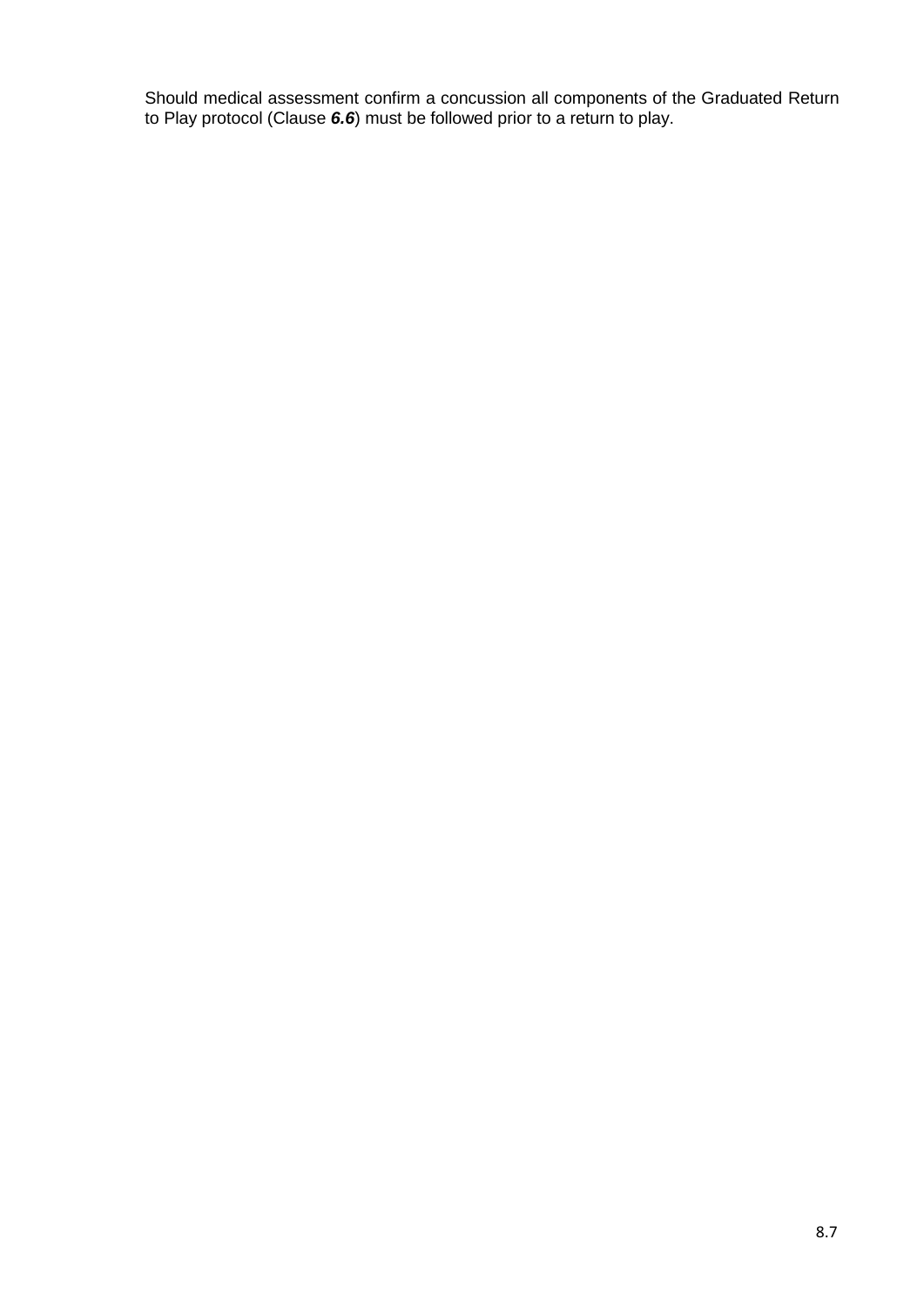Should medical assessment confirm a concussion all components of the Graduated Return to Play protocol (Clause ***6.6***) must be followed prior to a return to play.